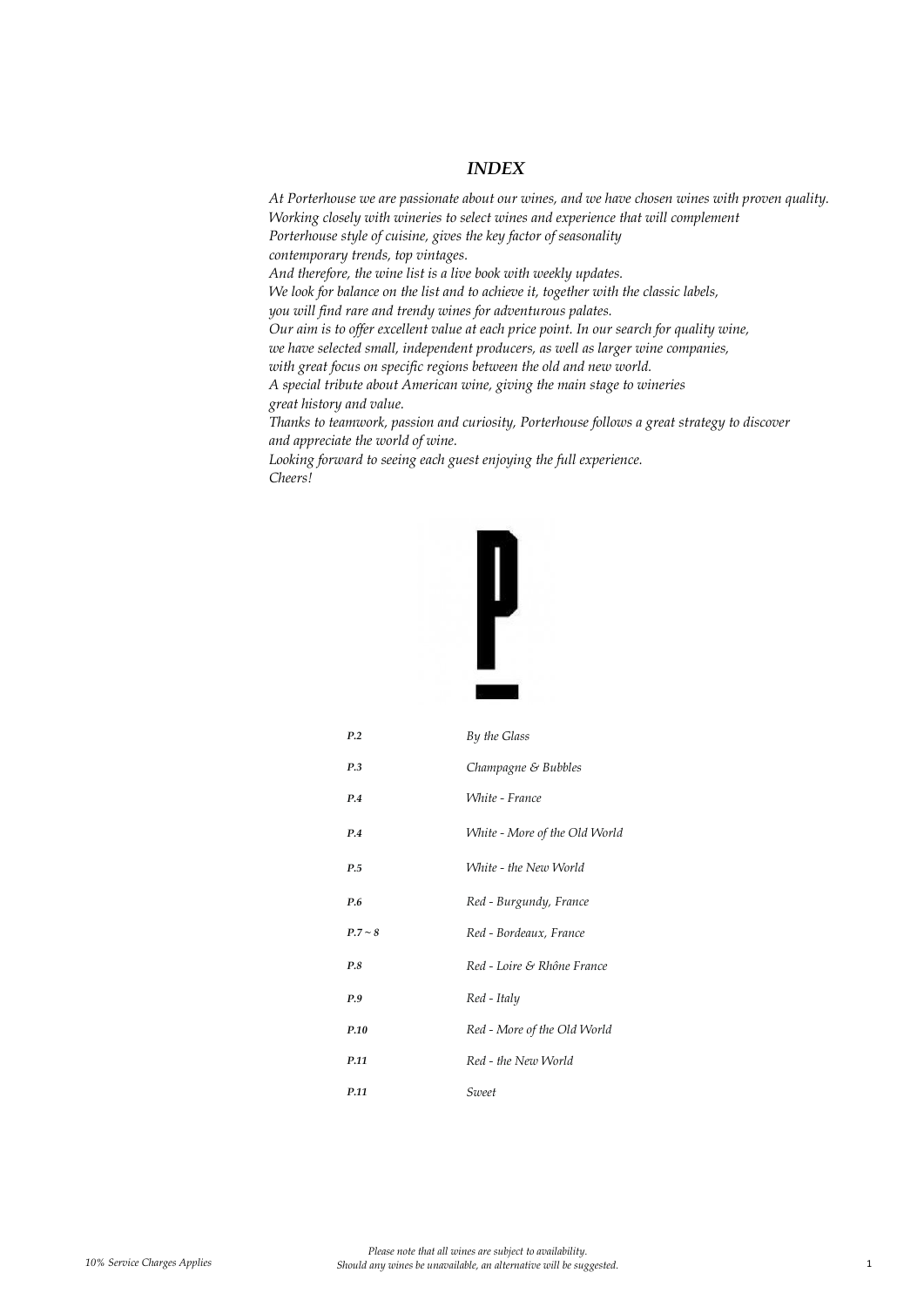# *INDEX*

*At Porterhouse we are passionate about our wines, and we have chosen wines with proven quality.*
*Working closely with wineries to select wines and experience that will complement*
*Porterhouse style of cuisine, gives the key factor of seasonality*
*contemporary trends, top vintages.*
*And therefore, the wine list is a live book with weekly updates.*
*We look for balance on the list and to achieve it, together with the classic labels,*
*you will find rare and trendy wines for adventurous palates.*
*Our aim is to offer excellent value at each price point. In our search for quality wine,*
*we have selected small, independent producers, as well as larger wine companies,*
*with great focus on specific regions between the old and new world.*
*A special tribute about American wine, giving the main stage to wineries*
*great history and value.*
*Thanks to teamwork, passion and curiosity, Porterhouse follows a great strategy to discover*
*and appreciate the world of wine.*
*Looking forward to seeing each guest enjoying the full experience.*
*Cheers!*

| | |
|---|---|
| ***P.2*** | *By the Glass* |
| ***P.3*** | *Champagne & Bubbles* |
| ***P.4*** | *White - France* |
| ***P.4*** | *White - More of the Old World* |
| ***P.5*** | *White - the New World* |
| ***P.6*** | *Red - Burgundy, France* |
| ***P.7 ~ 8*** | *Red - Bordeaux, France* |
| ***P.8*** | *Red - Loire & Rhône France* |
| ***P.9*** | *Red - Italy* |
| ***P.10*** | *Red - More of the Old World* |
| ***P.11*** | *Red - the New World* |
| ***P.11*** | *Sweet* |

*10% Service Charges Applies*

*Please note that all wines are subject to availability.*
*Should any wines be unavailable, an alternative will be suggested.*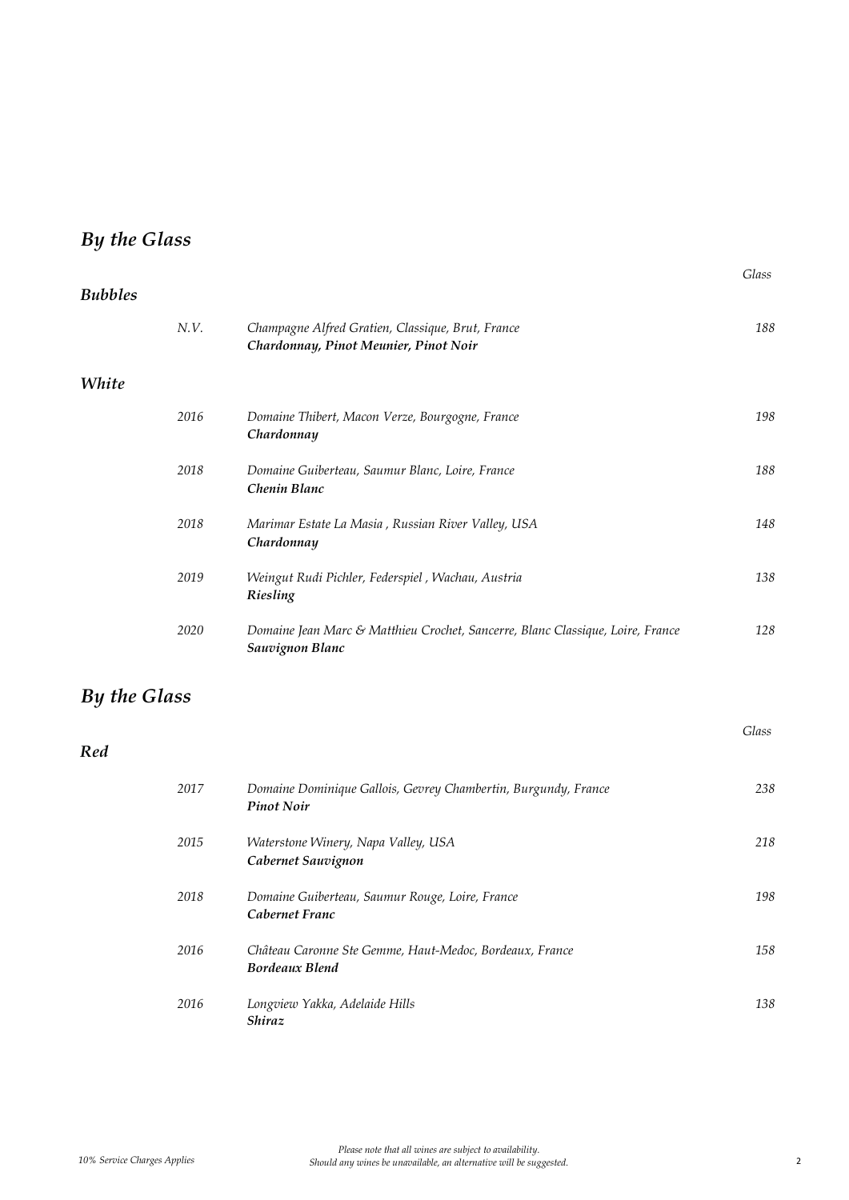## *By the Glass*

### *Bubbles*

| | | *Glass* |
|---|---|---|
| *N.V.* | *Champagne Alfred Gratien, Classique, Brut, France*<br>***Chardonnay, Pinot Meunier, Pinot Noir*** | *188* |

### *White*

| | | *Glass* |
|---|---|---|
| *2016* | *Domaine Thibert, Macon Verze, Bourgogne, France*<br>***Chardonnay*** | *198* |
| *2018* | *Domaine Guiberteau, Saumur Blanc, Loire, France*<br>***Chenin Blanc*** | *188* |
| *2018* | *Marimar Estate La Masia , Russian River Valley, USA*<br>***Chardonnay*** | *148* |
| *2019* | *Weingut Rudi Pichler, Federspiel , Wachau, Austria*<br>***Riesling*** | *138* |
| *2020* | *Domaine Jean Marc & Matthieu Crochet, Sancerre, Blanc Classique, Loire, France*<br>***Sauvignon Blanc*** | *128* |

## *By the Glass*

### *Red*

| | | *Glass* |
|---|---|---|
| *2017* | *Domaine Dominique Gallois, Gevrey Chambertin, Burgundy, France*<br>***Pinot Noir*** | *238* |
| *2015* | *Waterstone Winery, Napa Valley, USA*<br>***Cabernet Sauvignon*** | *218* |
| *2018* | *Domaine Guiberteau, Saumur Rouge, Loire, France*<br>***Cabernet Franc*** | *198* |
| *2016* | *Château Caronne Ste Gemme, Haut-Medoc, Bordeaux, France*<br>***Bordeaux Blend*** | *158* |
| *2016* | *Longview Yakka, Adelaide Hills*<br>***Shiraz*** | *138* |

*10% Service Charges Applies*

*Please note that all wines are subject to availability.*
*Should any wines be unavailable, an alternative will be suggested.*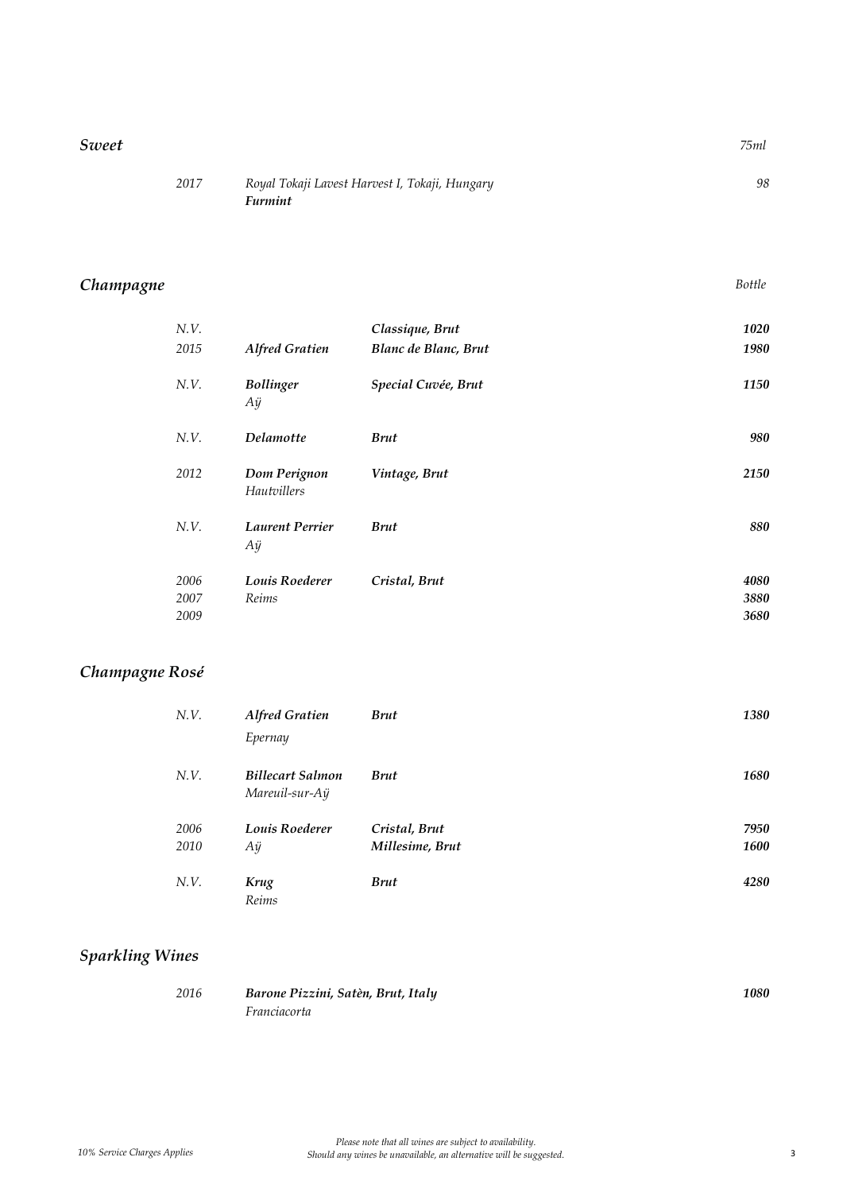## *Sweet*

| | | *75ml* |
|---|---|---|
| *2017* | *Royal Tokaji Lavest Harvest I, Tokaji, Hungary* ***Furmint*** | *98* |

## *Champagne*

| | | | *Bottle* |
|---|---|---|---|
| *N.V.* | | ***Classique, Brut*** | ***1020*** |
| *2015* | ***Alfred Gratien*** | ***Blanc de Blanc, Brut*** | ***1980*** |
| *N.V.* | ***Bollinger*** *Aÿ* | ***Special Cuvée, Brut*** | ***1150*** |
| *N.V.* | ***Delamotte*** | ***Brut*** | ***980*** |
| *2012* | ***Dom Perignon*** *Hautvillers* | ***Vintage, Brut*** | ***2150*** |
| *N.V.* | ***Laurent Perrier*** *Aÿ* | ***Brut*** | ***880*** |
| *2006* | ***Louis Roederer*** | ***Cristal, Brut*** | ***4080*** |
| *2007* | *Reims* | | ***3880*** |
| *2009* | | | ***3680*** |

## *Champagne Rosé*

| | | | |
|---|---|---|---|
| *N.V.* | ***Alfred Gratien*** *Epernay* | ***Brut*** | ***1380*** |
| *N.V.* | ***Billecart Salmon*** *Mareuil-sur-Aÿ* | ***Brut*** | ***1680*** |
| *2006* | ***Louis Roederer*** | ***Cristal, Brut*** | ***7950*** |
| *2010* | *Aÿ* | ***Millesime, Brut*** | ***1600*** |
| *N.V.* | ***Krug*** *Reims* | ***Brut*** | ***4280*** |

## *Sparkling Wines*

| | | |
|---|---|---|
| *2016* | ***Barone Pizzini, Satèn, Brut, Italy*** *Franciacorta* | ***1080*** |

*10% Service Charges Applies*

*Please note that all wines are subject to availability.*
*Should any wines be unavailable, an alternative will be suggested.*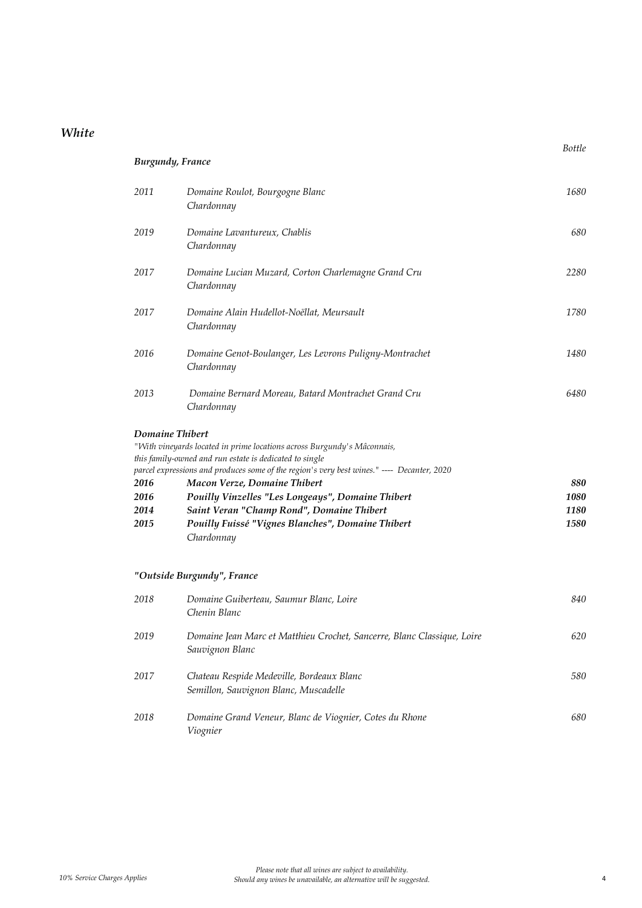# *White*

## *Burgundy, France*

| | | *Bottle* |
|---|---|---|
| *2011* | *Domaine Roulot, Bourgogne Blanc*<br>*Chardonnay* | *1680* |
| *2019* | *Domaine Lavantureux, Chablis*<br>*Chardonnay* | *680* |
| *2017* | *Domaine Lucian Muzard, Corton Charlemagne Grand Cru*<br>*Chardonnay* | *2280* |
| *2017* | *Domaine Alain Hudellot-Noëllat, Meursault*<br>*Chardonnay* | *1780* |
| *2016* | *Domaine Genot-Boulanger, Les Levrons Puligny-Montrachet*<br>*Chardonnay* | *1480* |
| *2013* | *Domaine Bernard Moreau, Batard Montrachet Grand Cru*<br>*Chardonnay* | *6480* |

### *Domaine Thibert*

*"With vineyards located in prime locations across Burgundy's Mâconnais, this family-owned and run estate is dedicated to single parcel expressions and produces some of the region's very best wines." ---- Decanter, 2020*

| | | |
|---|---|---|
| ***2016*** | ***Macon Verze, Domaine Thibert*** | ***880*** |
| ***2016*** | ***Pouilly Vinzelles "Les Longeays", Domaine Thibert*** | ***1080*** |
| ***2014*** | ***Saint Veran "Champ Rond", Domaine Thibert*** | ***1180*** |
| ***2015*** | ***Pouilly Fuissé "Vignes Blanches", Domaine Thibert***<br>*Chardonnay* | ***1580*** |

## *"Outside Burgundy", France*

| | | |
|---|---|---|
| *2018* | *Domaine Guiberteau, Saumur Blanc, Loire*<br>*Chenin Blanc* | *840* |
| *2019* | *Domaine Jean Marc et Matthieu Crochet, Sancerre, Blanc Classique, Loire*<br>*Sauvignon Blanc* | *620* |
| *2017* | *Chateau Respide Medeville, Bordeaux Blanc*<br>*Semillon, Sauvignon Blanc, Muscadelle* | *580* |
| *2018* | *Domaine Grand Veneur, Blanc de Viognier, Cotes du Rhone*<br>*Viognier* | *680* |

*10% Service Charges Applies*

*Please note that all wines are subject to availability.*
*Should any wines be unavailable, an alternative will be suggested.*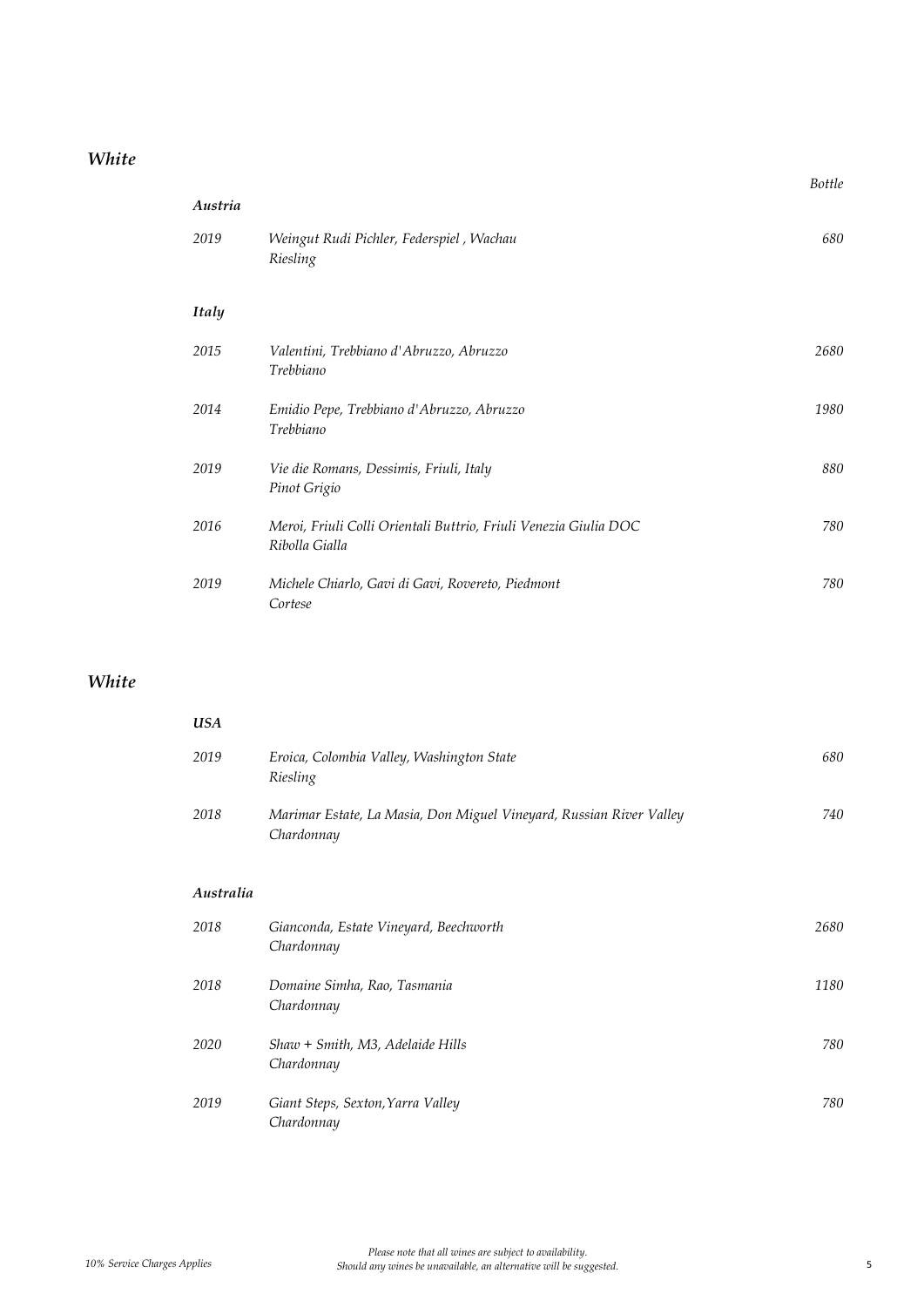## *White*

| | | *Bottle* |
|---|---|---|
| ***Austria*** | | |
| *2019* | *Weingut Rudi Pichler, Federspiel , Wachau*<br>*Riesling* | *680* |
| ***Italy*** | | |
| *2015* | *Valentini, Trebbiano d'Abruzzo, Abruzzo*<br>*Trebbiano* | *2680* |
| *2014* | *Emidio Pepe, Trebbiano d'Abruzzo, Abruzzo*<br>*Trebbiano* | *1980* |
| *2019* | *Vie die Romans, Dessimis, Friuli, Italy*<br>*Pinot Grigio* | *880* |
| *2016* | *Meroi, Friuli Colli Orientali Buttrio, Friuli Venezia Giulia DOC*<br>*Ribolla Gialla* | *780* |
| *2019* | *Michele Chiarlo, Gavi di Gavi, Rovereto, Piedmont*<br>*Cortese* | *780* |

## *White*

| | | |
|---|---|---|
| ***USA*** | | |
| *2019* | *Eroica, Colombia Valley, Washington State*<br>*Riesling* | *680* |
| *2018* | *Marimar Estate, La Masia, Don Miguel Vineyard, Russian River Valley*<br>*Chardonnay* | *740* |
| ***Australia*** | | |
| *2018* | *Gianconda, Estate Vineyard, Beechworth*<br>*Chardonnay* | *2680* |
| *2018* | *Domaine Simha, Rao, Tasmania*<br>*Chardonnay* | *1180* |
| *2020* | *Shaw + Smith, M3, Adelaide Hills*<br>*Chardonnay* | *780* |
| *2019* | *Giant Steps, Sexton,Yarra Valley*<br>*Chardonnay* | *780* |

*10% Service Charges Applies*

*Please note that all wines are subject to availability.*
*Should any wines be unavailable, an alternative will be suggested.*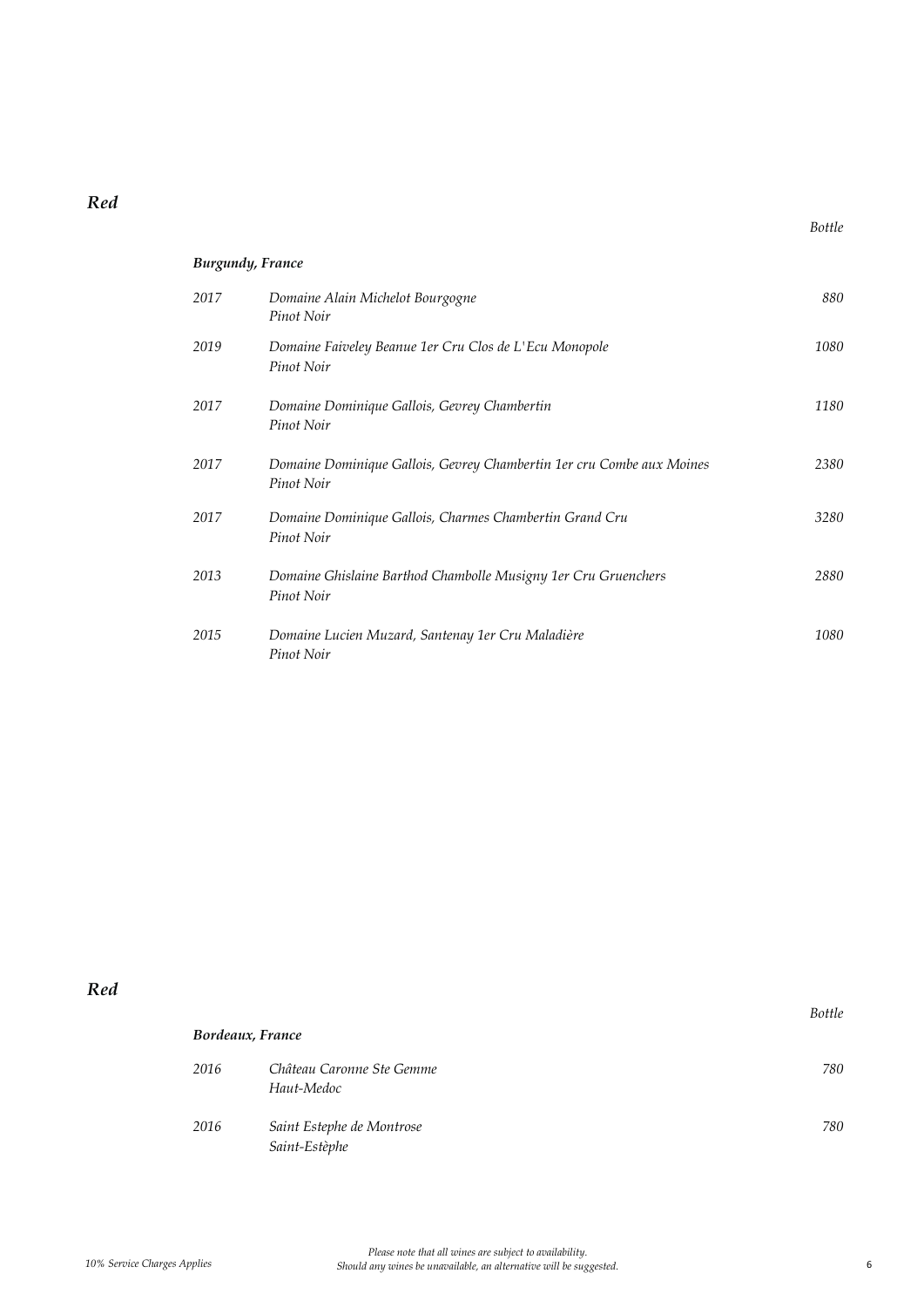## *Red*

### *Burgundy, France*

| | | *Bottle* |
|---|---|---|
| *2017* | *Domaine Alain Michelot Bourgogne*<br>*Pinot Noir* | *880* |
| *2019* | *Domaine Faiveley Beanue 1er Cru Clos de L'Ecu Monopole*<br>*Pinot Noir* | *1080* |
| *2017* | *Domaine Dominique Gallois, Gevrey Chambertin*<br>*Pinot Noir* | *1180* |
| *2017* | *Domaine Dominique Gallois, Gevrey Chambertin 1er cru Combe aux Moines*<br>*Pinot Noir* | *2380* |
| *2017* | *Domaine Dominique Gallois, Charmes Chambertin Grand Cru*<br>*Pinot Noir* | *3280* |
| *2013* | *Domaine Ghislaine Barthod Chambolle Musigny 1er Cru Gruenchers*<br>*Pinot Noir* | *2880* |
| *2015* | *Domaine Lucien Muzard, Santenay 1er Cru Maladière*<br>*Pinot Noir* | *1080* |

## *Red*

### *Bordeaux, France*

| | | *Bottle* |
|---|---|---|
| *2016* | *Château Caronne Ste Gemme*<br>*Haut-Medoc* | *780* |
| *2016* | *Saint Estephe de Montrose*<br>*Saint-Estèphe* | *780* |

*10% Service Charges Applies*

*Please note that all wines are subject to availability.*
*Should any wines be unavailable, an alternative will be suggested.*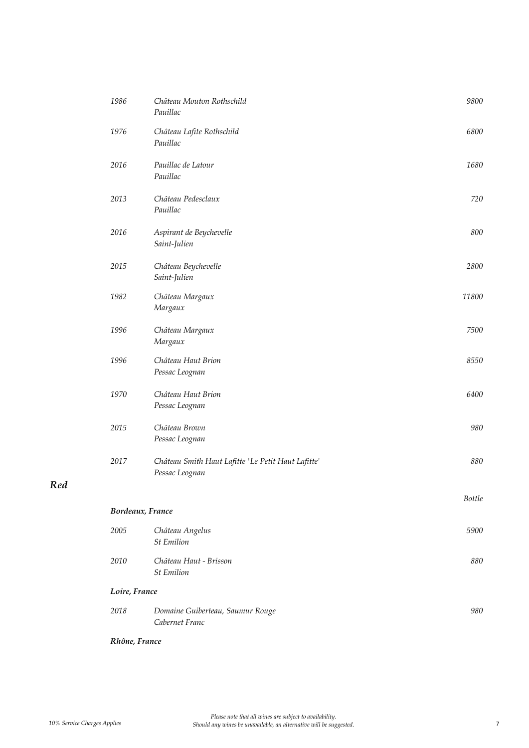| | | |
|---|---|---|
| *1986* | *Château Mouton Rothschild*<br>*Pauillac* | *9800* |
| *1976* | *Château Lafite Rothschild*<br>*Pauillac* | *6800* |
| *2016* | *Pauillac de Latour*<br>*Pauillac* | *1680* |
| *2013* | *Château Pedesclaux*<br>*Pauillac* | *720* |
| *2016* | *Aspirant de Beychevelle*<br>*Saint-Julien* | *800* |
| *2015* | *Château Beychevelle*<br>*Saint-Julien* | *2800* |
| *1982* | *Château Margaux*<br>*Margaux* | *11800* |
| *1996* | *Château Margaux*<br>*Margaux* | *7500* |
| *1996* | *Château Haut Brion*<br>*Pessac Leognan* | *8550* |
| *1970* | *Château Haut Brion*<br>*Pessac Leognan* | *6400* |
| *2015* | *Château Brown*<br>*Pessac Leognan* | *980* |
| *2017* | *Château Smith Haut Lafitte 'Le Petit Haut Lafitte'*<br>*Pessac Leognan* | *880* |

## *Red*

| | | *Bottle* |
|---|---|---|
| ***Bordeaux, France*** | | |
| *2005* | *Château Angelus*<br>*St Emilion* | *5900* |
| *2010* | *Château Haut - Brisson*<br>*St Emilion* | *880* |
| ***Loire, France*** | | |
| *2018* | *Domaine Guiberteau, Saumur Rouge*<br>*Cabernet Franc* | *980* |

***Rhône, France***

*10% Service Charges Applies*

*Please note that all wines are subject to availability.*
*Should any wines be unavailable, an alternative will be suggested.*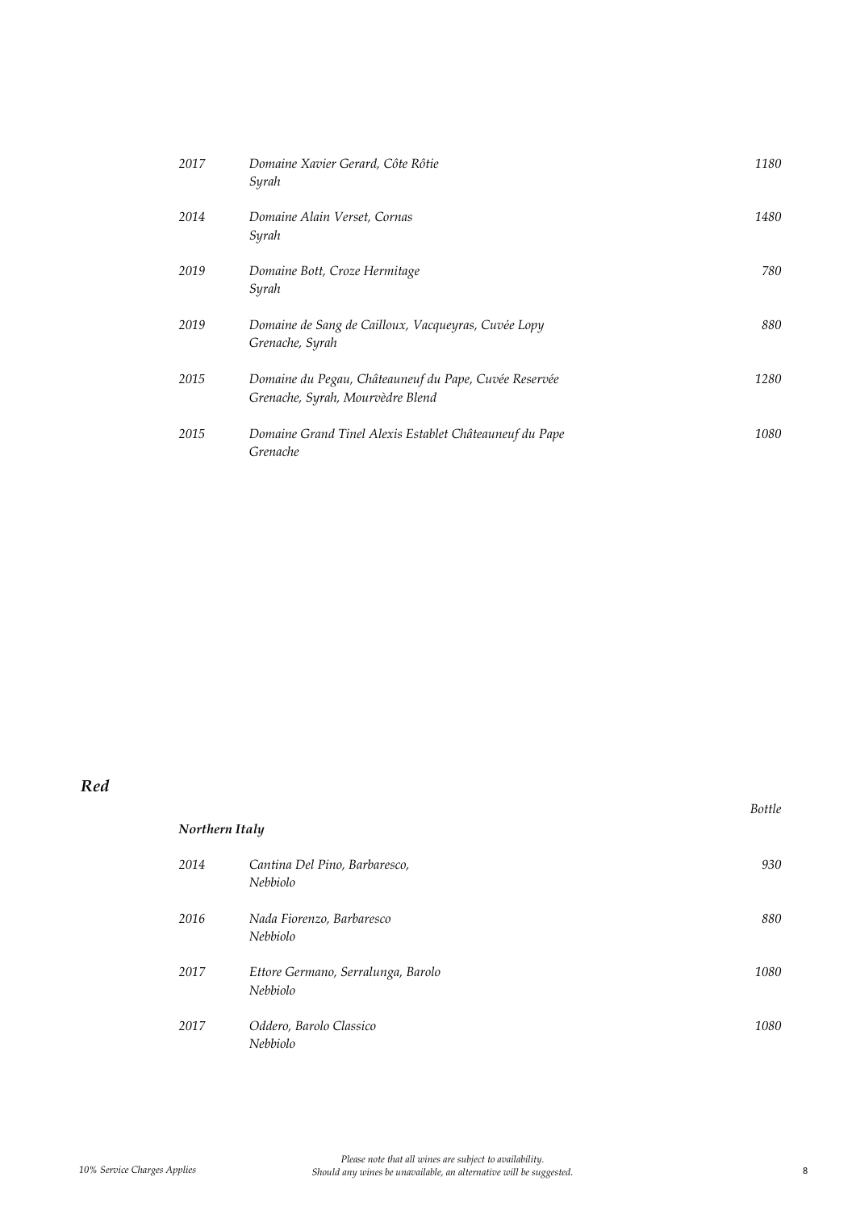| | | |
|---|---|---|
| *2017* | *Domaine Xavier Gerard, Côte Rôtie*<br>*Syrah* | *1180* |
| *2014* | *Domaine Alain Verset, Cornas*<br>*Syrah* | *1480* |
| *2019* | *Domaine Bott, Croze Hermitage*<br>*Syrah* | *780* |
| *2019* | *Domaine de Sang de Cailloux, Vacqueyras, Cuvée Lopy*<br>*Grenache, Syrah* | *880* |
| *2015* | *Domaine du Pegau, Châteauneuf du Pape, Cuvée Reservée*<br>*Grenache, Syrah, Mourvèdre Blend* | *1280* |
| *2015* | *Domaine Grand Tinel Alexis Establet Châteauneuf du Pape*<br>*Grenache* | *1080* |

## *Red*

### *Northern Italy*

| | | *Bottle* |
|---|---|---|
| *2014* | *Cantina Del Pino, Barbaresco,*<br>*Nebbiolo* | *930* |
| *2016* | *Nada Fiorenzo, Barbaresco*<br>*Nebbiolo* | *880* |
| *2017* | *Ettore Germano, Serralunga, Barolo*<br>*Nebbiolo* | *1080* |
| *2017* | *Oddero, Barolo Classico*<br>*Nebbiolo* | *1080* |

*10% Service Charges Applies*

*Please note that all wines are subject to availability.*
*Should any wines be unavailable, an alternative will be suggested.*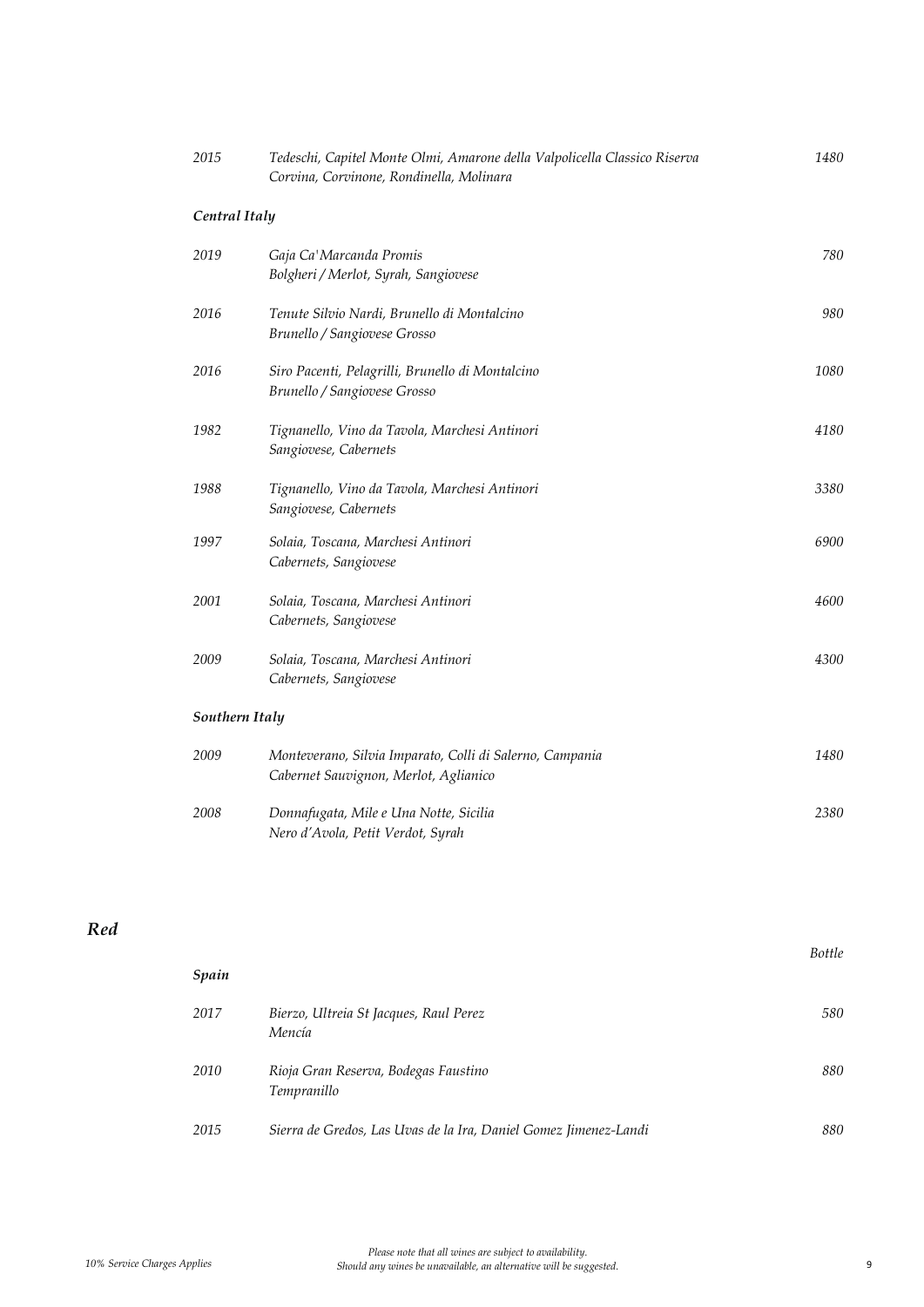| | | |
|---|---|---|
| *2015* | *Tedeschi, Capitel Monte Olmi, Amarone della Valpolicella Classico Riserva*<br>*Corvina, Corvinone, Rondinella, Molinara* | *1480* |

***Central Italy***

| | | |
|---|---|---|
| *2019* | *Gaja Ca'Marcanda Promis*<br>*Bolgheri / Merlot, Syrah, Sangiovese* | *780* |
| *2016* | *Tenute Silvio Nardi, Brunello di Montalcino*<br>*Brunello / Sangiovese Grosso* | *980* |
| *2016* | *Siro Pacenti, Pelagrilli, Brunello di Montalcino*<br>*Brunello / Sangiovese Grosso* | *1080* |
| *1982* | *Tignanello, Vino da Tavola, Marchesi Antinori*<br>*Sangiovese, Cabernets* | *4180* |
| *1988* | *Tignanello, Vino da Tavola, Marchesi Antinori*<br>*Sangiovese, Cabernets* | *3380* |
| *1997* | *Solaia, Toscana, Marchesi Antinori*<br>*Cabernets, Sangiovese* | *6900* |
| *2001* | *Solaia, Toscana, Marchesi Antinori*<br>*Cabernets, Sangiovese* | *4600* |
| *2009* | *Solaia, Toscana, Marchesi Antinori*<br>*Cabernets, Sangiovese* | *4300* |

***Southern Italy***

| | | |
|---|---|---|
| *2009* | *Monteverano, Silvia Imparato, Colli di Salerno, Campania*<br>*Cabernet Sauvignon, Merlot, Aglianico* | *1480* |
| *2008* | *Donnafugata, Mile e Una Notte, Sicilia*<br>*Nero d'Avola, Petit Verdot, Syrah* | *2380* |

## *Red*

***Spain***

| | | *Bottle* |
|---|---|---|
| *2017* | *Bierzo, Ultreia St Jacques, Raul Perez*<br>*Mencía* | *580* |
| *2010* | *Rioja Gran Reserva, Bodegas Faustino*<br>*Tempranillo* | *880* |
| *2015* | *Sierra de Gredos, Las Uvas de la Ira, Daniel Gomez Jimenez-Landi* | *880* |

*10% Service Charges Applies*

*Please note that all wines are subject to availability.*
*Should any wines be unavailable, an alternative will be suggested.*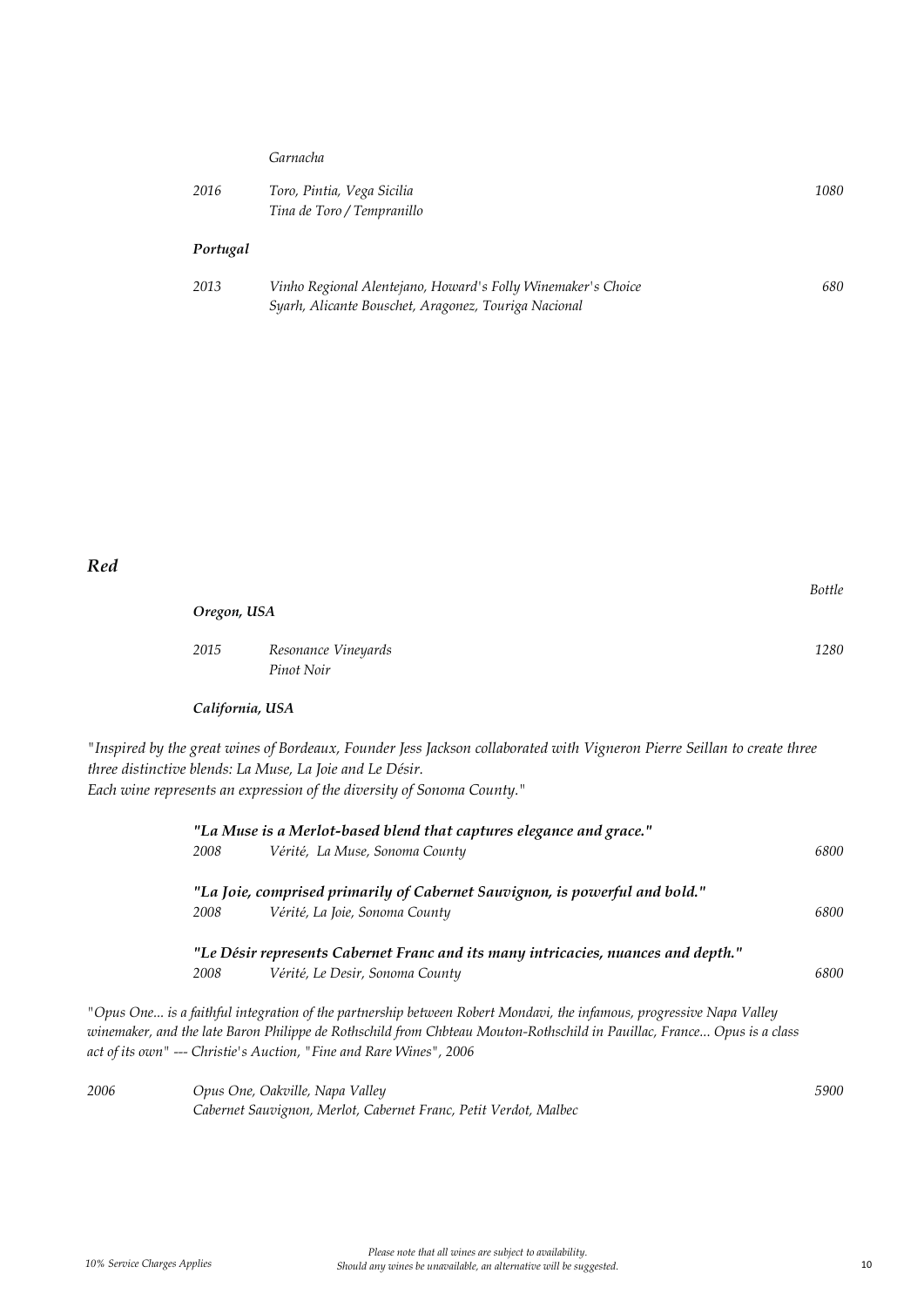*Garnacha*

| | | |
|---|---|---|
| *2016* | *Toro, Pintia, Vega Sicilia*<br>*Tina de Toro / Tempranillo* | *1080* |

### *Portugal*

| | | |
|---|---|---|
| *2013* | *Vinho Regional Alentejano, Howard's Folly Winemaker's Choice*<br>*Syarh, Alicante Bouschet, Aragonez, Touriga Nacional* | *680* |

## *Red*

*Bottle*

### *Oregon, USA*

| | | |
|---|---|---|
| *2015* | *Resonance Vineyards*<br>*Pinot Noir* | *1280* |

### *California, USA*

*"Inspired by the great wines of Bordeaux, Founder Jess Jackson collaborated with Vigneron Pierre Seillan to create three three distinctive blends: La Muse, La Joie and Le Désir.*
*Each wine represents an expression of the diversity of Sonoma County."*

***"La Muse is a Merlot-based blend that captures elegance and grace."***

| | | |
|---|---|---|
| *2008* | *Vérité, La Muse, Sonoma County* | *6800* |

***"La Joie, comprised primarily of Cabernet Sauvignon, is powerful and bold."***

| | | |
|---|---|---|
| *2008* | *Vérité, La Joie, Sonoma County* | *6800* |

***"Le Désir represents Cabernet Franc and its many intricacies, nuances and depth."***

| | | |
|---|---|---|
| *2008* | *Vérité, Le Desir, Sonoma County* | *6800* |

*"Opus One... is a faithful integration of the partnership between Robert Mondavi, the infamous, progressive Napa Valley winemaker, and the late Baron Philippe de Rothschild from Chbteau Mouton-Rothschild in Pauillac, France... Opus is a class act of its own" --- Christie's Auction, "Fine and Rare Wines", 2006*

| | | |
|---|---|---|
| *2006* | *Opus One, Oakville, Napa Valley*<br>*Cabernet Sauvignon, Merlot, Cabernet Franc, Petit Verdot, Malbec* | *5900* |

*10% Service Charges Applies*

*Please note that all wines are subject to availability.*
*Should any wines be unavailable, an alternative will be suggested.*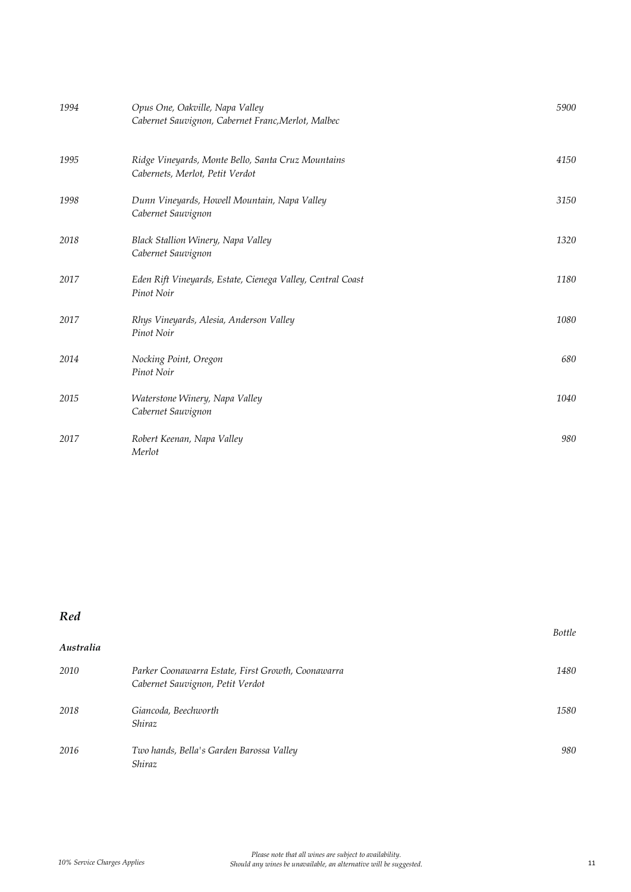| | | |
|---|---|---|
| *1994* | *Opus One, Oakville, Napa Valley*<br>*Cabernet Sauvignon, Cabernet Franc,Merlot, Malbec* | *5900* |
| *1995* | *Ridge Vineyards, Monte Bello, Santa Cruz Mountains*<br>*Cabernets, Merlot, Petit Verdot* | *4150* |
| *1998* | *Dunn Vineyards, Howell Mountain, Napa Valley*<br>*Cabernet Sauvignon* | *3150* |
| *2018* | *Black Stallion Winery, Napa Valley*<br>*Cabernet Sauvignon* | *1320* |
| *2017* | *Eden Rift Vineyards, Estate, Cienega Valley, Central Coast*<br>*Pinot Noir* | *1180* |
| *2017* | *Rhys Vineyards, Alesia, Anderson Valley*<br>*Pinot Noir* | *1080* |
| *2014* | *Nocking Point, Oregon*<br>*Pinot Noir* | *680* |
| *2015* | *Waterstone Winery, Napa Valley*<br>*Cabernet Sauvignon* | *1040* |
| *2017* | *Robert Keenan, Napa Valley*<br>*Merlot* | *980* |

## *Red*

### *Australia*

| | | *Bottle* |
|---|---|---|
| *2010* | *Parker Coonawarra Estate, First Growth, Coonawarra*<br>*Cabernet Sauvignon, Petit Verdot* | *1480* |
| *2018* | *Giancoda, Beechworth*<br>*Shiraz* | *1580* |
| *2016* | *Two hands, Bella's Garden Barossa Valley*<br>*Shiraz* | *980* |

*10% Service Charges Applies*

*Please note that all wines are subject to availability.*
*Should any wines be unavailable, an alternative will be suggested.*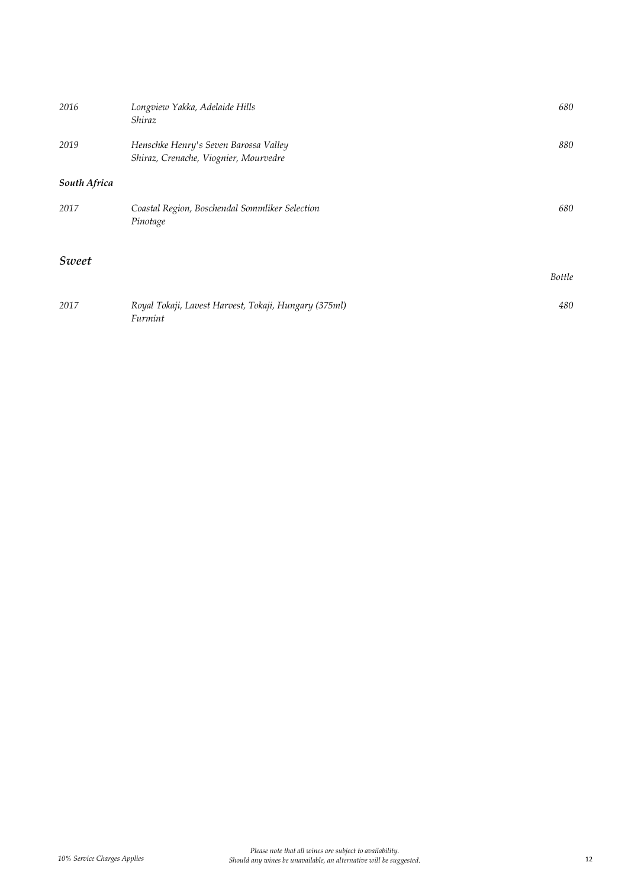| | | |
|---|---|---|
| *2016* | *Longview Yakka, Adelaide Hills*<br>*Shiraz* | *680* |
| *2019* | *Henschke Henry's Seven Barossa Valley*<br>*Shiraz, Crenache, Viognier, Mourvedre* | *880* |

***South Africa***

| | | |
|---|---|---|
| *2017* | *Coastal Region, Boschendal Sommliker Selection*<br>*Pinotage* | *680* |

## *Sweet*

| | | *Bottle* |
|---|---|---|
| *2017* | *Royal Tokaji, Lavest Harvest, Tokaji, Hungary (375ml)*<br>*Furmint* | *480* |

*10% Service Charges Applies*

*Please note that all wines are subject to availability.*
*Should any wines be unavailable, an alternative will be suggested.*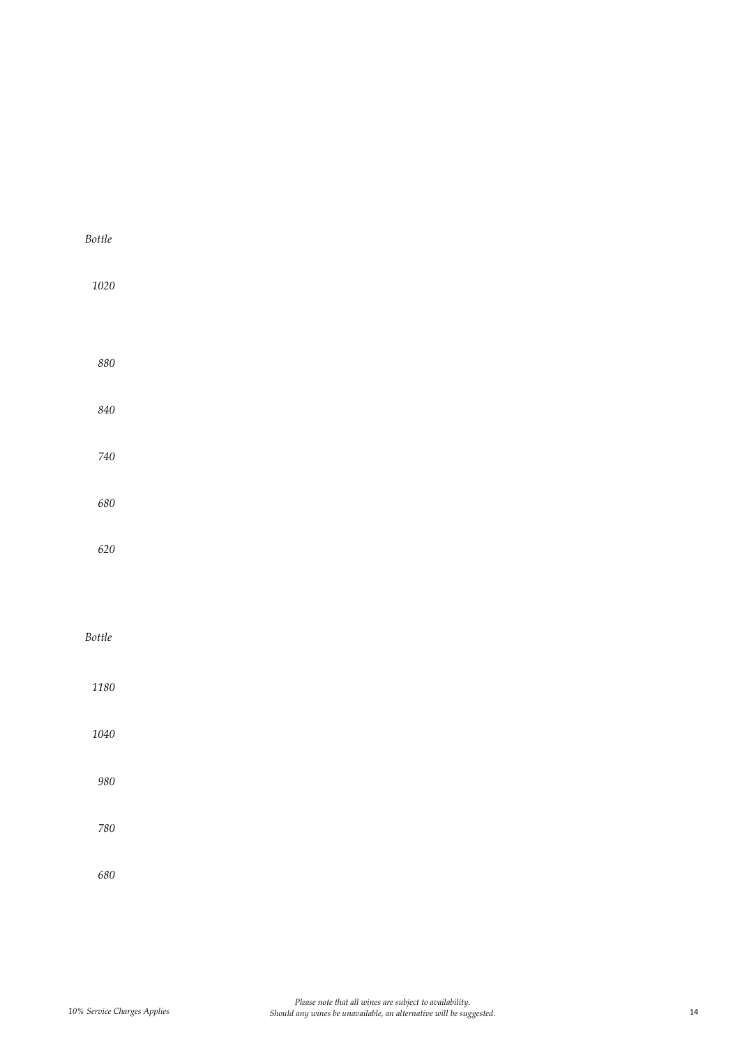*Bottle*

*1020*

*880*

*840*

*740*

*680*

*620*

*Bottle*

*1180*

*1040*

*980*

*780*

*680*

*10% Service Charges Applies*

*Please note that all wines are subject to availability.*
*Should any wines be unavailable, an alternative will be suggested.*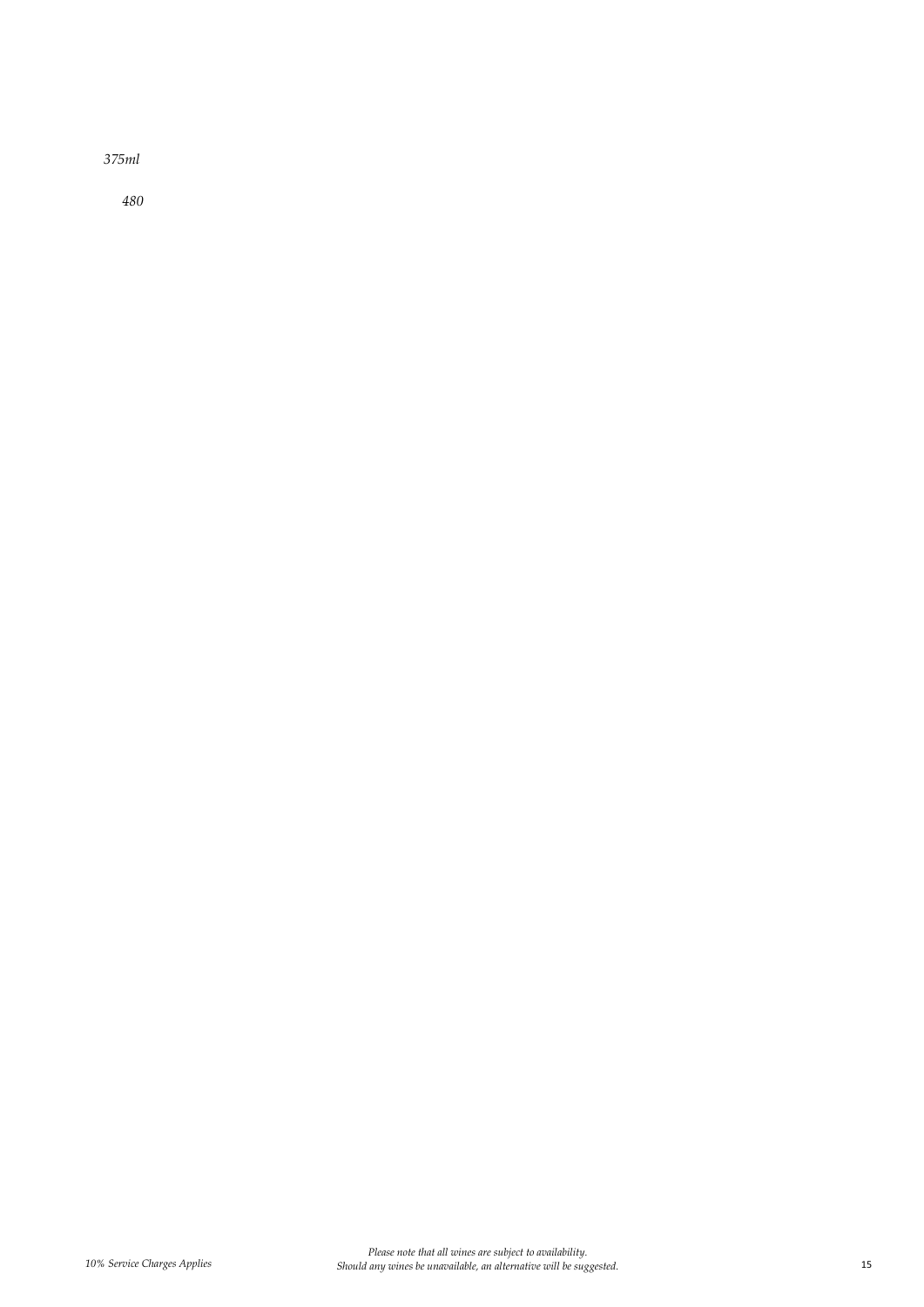*375ml*

*480*

*10% Service Charges Applies*

*Please note that all wines are subject to availability.*
*Should any wines be unavailable, an alternative will be suggested.*